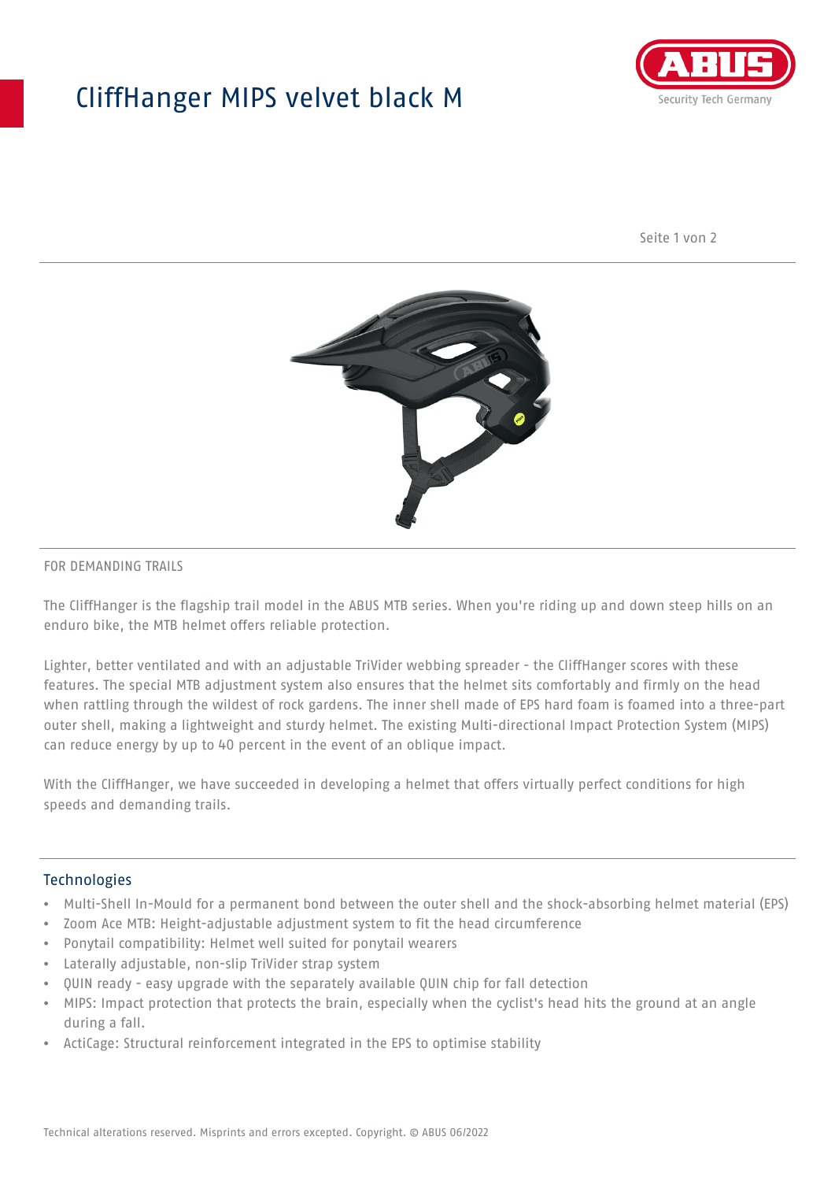# CliffHanger MIPS velvet black M

FOR DEMANDING TRAILS

The CliffHanger is the flagship trail model in the ABUS MTB series. When you're riding up and down steep hills on an enduro bike, the MTB helmet offers reliable protection.

Lighter, better ventilated and with an adjustable TriVider webbing spreader - the CliffHanger scores with these features. The special MTB adjustment system also ensures that the helmet sits comfortably and firmly on the head when rattling through the wildest of rock gardens. The inner shell made of EPS hard foam is foamed into a three-part outer shell, making a lightweight and sturdy helmet. The existing Multi-directional Impact Protection System (MIPS) can reduce energy by up to 40 percent in the event of an oblique impact.

With the CliffHanger, we have succeeded in developing a helmet that offers virtually perfect conditions for high speeds and demanding trails.

## Technologies

- Multi-Shell In-Mould for a permanent bond between the outer shell and the shock-absorbing helmet material (EPS)
- Zoom Ace MTB: Height-adjustable adjustment system to fit the head circumference
- Ponytail compatibility: Helmet well suited for ponytail wearers
- Laterally adjustable, non-slip TriVider strap system
- QUIN ready - easy upgrade with the separately available QUIN chip for fall detection
- MIPS: Impact protection that protects the brain, especially when the cyclist's head hits the ground at an angle during a fall.
- ActiCage: Structural reinforcement integrated in the EPS to optimise stability

Technical alterations reserved. Misprints and errors excepted. Copyright. © ABUS 06/2022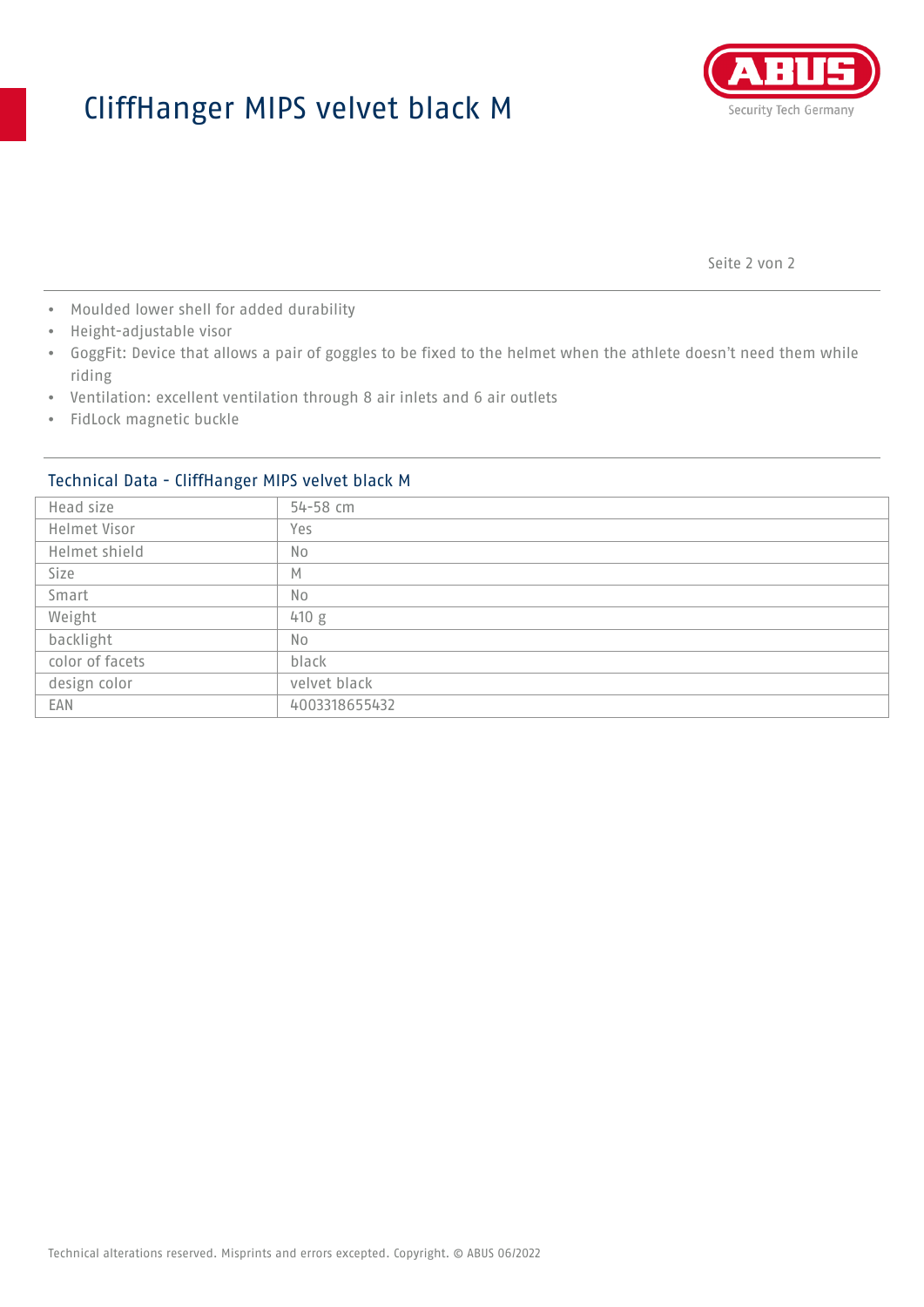# CliffHanger MIPS velvet black M

- Moulded lower shell for added durability
- Height-adjustable visor
- GoggFit: Device that allows a pair of goggles to be fixed to the helmet when the athlete doesn't need them while riding
- Ventilation: excellent ventilation through 8 air inlets and 6 air outlets
- FidLock magnetic buckle

## Technical Data - CliffHanger MIPS velvet black M

| | |
|---|---|
| Head size | 54-58 cm |
| Helmet Visor | Yes |
| Helmet shield | No |
| Size | M |
| Smart | No |
| Weight | 410 g |
| backlight | No |
| color of facets | black |
| design color | velvet black |
| EAN | 4003318655432 |

Technical alterations reserved. Misprints and errors excepted. Copyright. © ABUS 06/2022